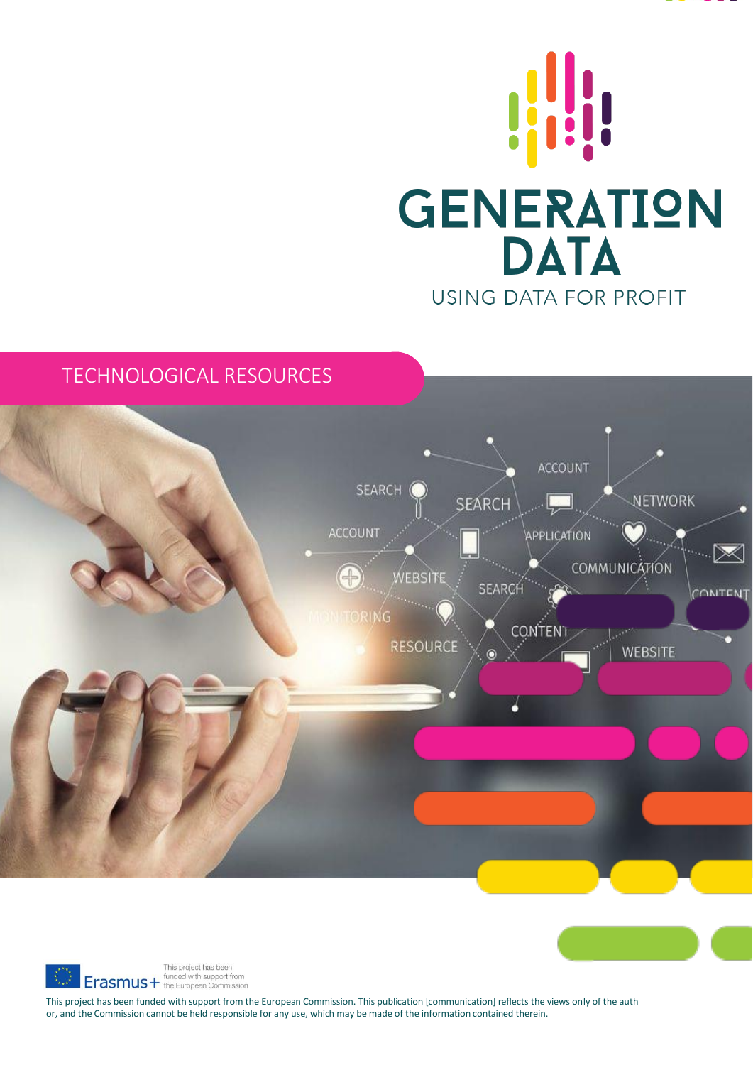# GENERATION DATA

USING DATA FOR PROFIT

## TECHNOLOGICAL RESOURCES

This project has been funded with support from the European Commission

This project has been funded with support from the European Commission. This publication [communication] reflects the views only of the auth or, and the Commission cannot be held responsible for any use, which may be made of the information contained therein.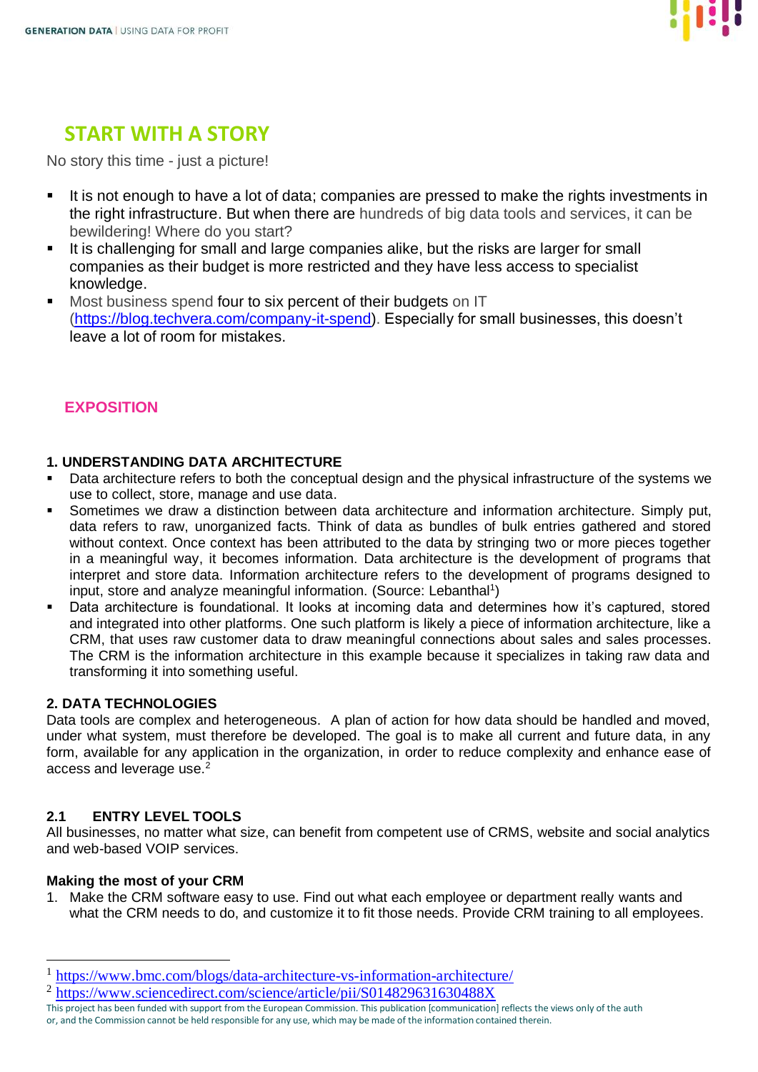## START WITH A STORY

No story this time - just a picture!

- It is not enough to have a lot of data; companies are pressed to make the rights investments in the right infrastructure. But when there are hundreds of big data tools and services, it can be bewildering! Where do you start?
- It is challenging for small and large companies alike, but the risks are larger for small companies as their budget is more restricted and they have less access to specialist knowledge.
- Most business spend four to six percent of their budgets on IT (https://blog.techvera.com/company-it-spend). Especially for small businesses, this doesn't leave a lot of room for mistakes.

## EXPOSITION

### 1. UNDERSTANDING DATA ARCHITECTURE

- Data architecture refers to both the conceptual design and the physical infrastructure of the systems we use to collect, store, manage and use data.
- Sometimes we draw a distinction between data architecture and information architecture. Simply put, data refers to raw, unorganized facts. Think of data as bundles of bulk entries gathered and stored without context. Once context has been attributed to the data by stringing two or more pieces together in a meaningful way, it becomes information. Data architecture is the development of programs that interpret and store data. Information architecture refers to the development of programs designed to input, store and analyze meaningful information. (Source: Lebanthal[1])
- Data architecture is foundational. It looks at incoming data and determines how it's captured, stored and integrated into other platforms. One such platform is likely a piece of information architecture, like a CRM, that uses raw customer data to draw meaningful connections about sales and sales processes. The CRM is the information architecture in this example because it specializes in taking raw data and transforming it into something useful.

### 2. DATA TECHNOLOGIES

Data tools are complex and heterogeneous. A plan of action for how data should be handled and moved, under what system, must therefore be developed. The goal is to make all current and future data, in any form, available for any application in the organization, in order to reduce complexity and enhance ease of access and leverage use.[2]

### 2.1 ENTRY LEVEL TOOLS

All businesses, no matter what size, can benefit from competent use of CRMS, website and social analytics and web-based VOIP services.

**Making the most of your CRM**

1. Make the CRM software easy to use. Find out what each employee or department really wants and what the CRM needs to do, and customize it to fit those needs. Provide CRM training to all employees.

---

[1] https://www.bmc.com/blogs/data-architecture-vs-information-architecture/

[2] https://www.sciencedirect.com/science/article/pii/S014829631630488X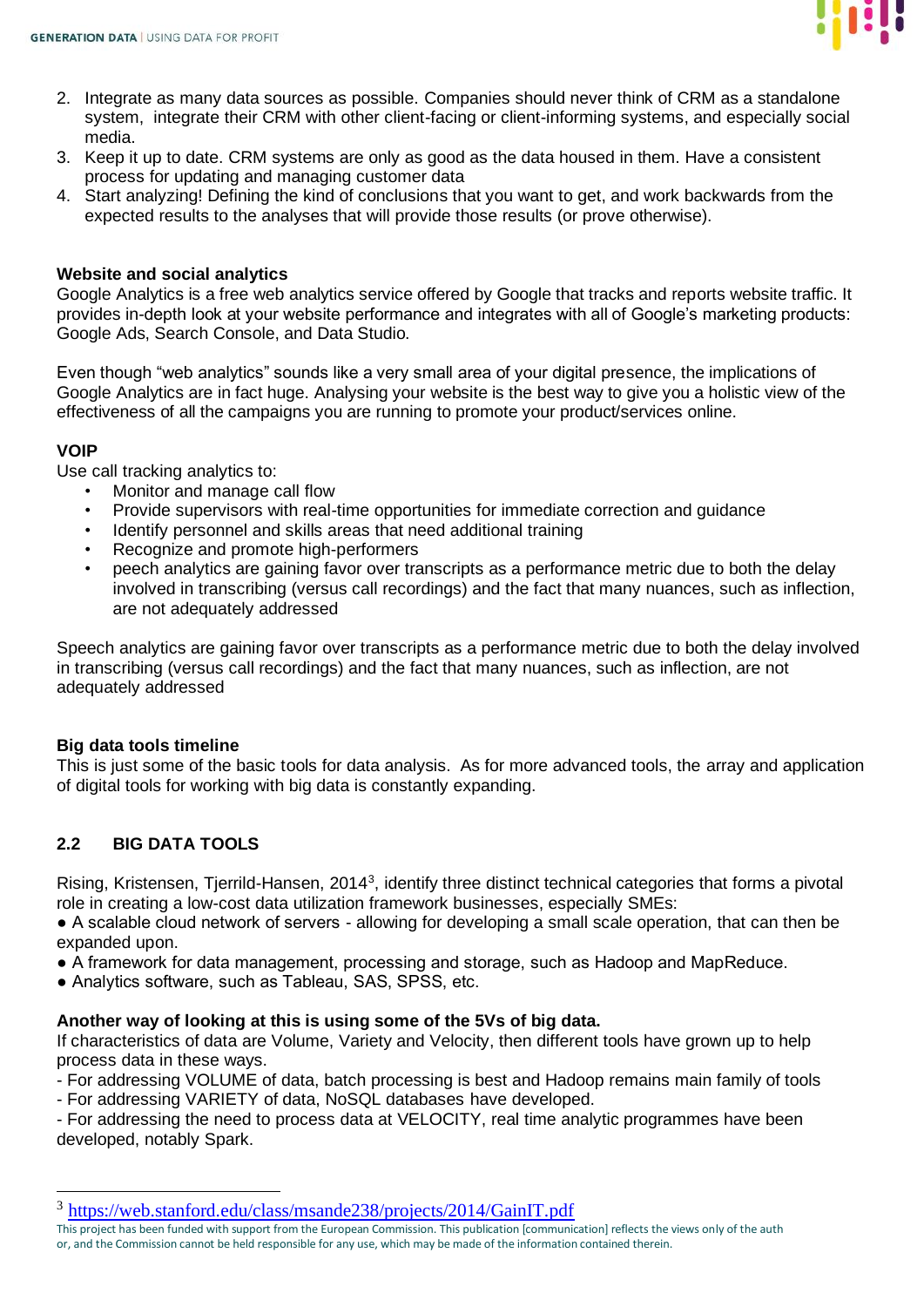2. Integrate as many data sources as possible. Companies should never think of CRM as a standalone system, integrate their CRM with other client-facing or client-informing systems, and especially social media.
3. Keep it up to date. CRM systems are only as good as the data housed in them. Have a consistent process for updating and managing customer data
4. Start analyzing! Defining the kind of conclusions that you want to get, and work backwards from the expected results to the analyses that will provide those results (or prove otherwise).

**Website and social analytics**

Google Analytics is a free web analytics service offered by Google that tracks and reports website traffic. It provides in-depth look at your website performance and integrates with all of Google's marketing products: Google Ads, Search Console, and Data Studio.

Even though "web analytics" sounds like a very small area of your digital presence, the implications of Google Analytics are in fact huge. Analysing your website is the best way to give you a holistic view of the effectiveness of all the campaigns you are running to promote your product/services online.

**VOIP**

Use call tracking analytics to:

- Monitor and manage call flow
- Provide supervisors with real-time opportunities for immediate correction and guidance
- Identify personnel and skills areas that need additional training
- Recognize and promote high-performers
- peech analytics are gaining favor over transcripts as a performance metric due to both the delay involved in transcribing (versus call recordings) and the fact that many nuances, such as inflection, are not adequately addressed

Speech analytics are gaining favor over transcripts as a performance metric due to both the delay involved in transcribing (versus call recordings) and the fact that many nuances, such as inflection, are not adequately addressed

**Big data tools timeline**

This is just some of the basic tools for data analysis. As for more advanced tools, the array and application of digital tools for working with big data is constantly expanding.

## 2.2 BIG DATA TOOLS

Rising, Kristensen, Tjerrild-Hansen, 2014[3], identify three distinct technical categories that forms a pivotal role in creating a low-cost data utilization framework businesses, especially SMEs:

● A scalable cloud network of servers - allowing for developing a small scale operation, that can then be expanded upon.

● A framework for data management, processing and storage, such as Hadoop and MapReduce.

● Analytics software, such as Tableau, SAS, SPSS, etc.

**Another way of looking at this is using some of the 5Vs of big data.**

If characteristics of data are Volume, Variety and Velocity, then different tools have grown up to help process data in these ways.

- For addressing VOLUME of data, batch processing is best and Hadoop remains main family of tools
- For addressing VARIETY of data, NoSQL databases have developed.
- For addressing the need to process data at VELOCITY, real time analytic programmes have been developed, notably Spark.

---

[3] https://web.stanford.edu/class/msande238/projects/2014/GainIT.pdf

This project has been funded with support from the European Commission. This publication [communication] reflects the views only of the auth or, and the Commission cannot be held responsible for any use, which may be made of the information contained therein.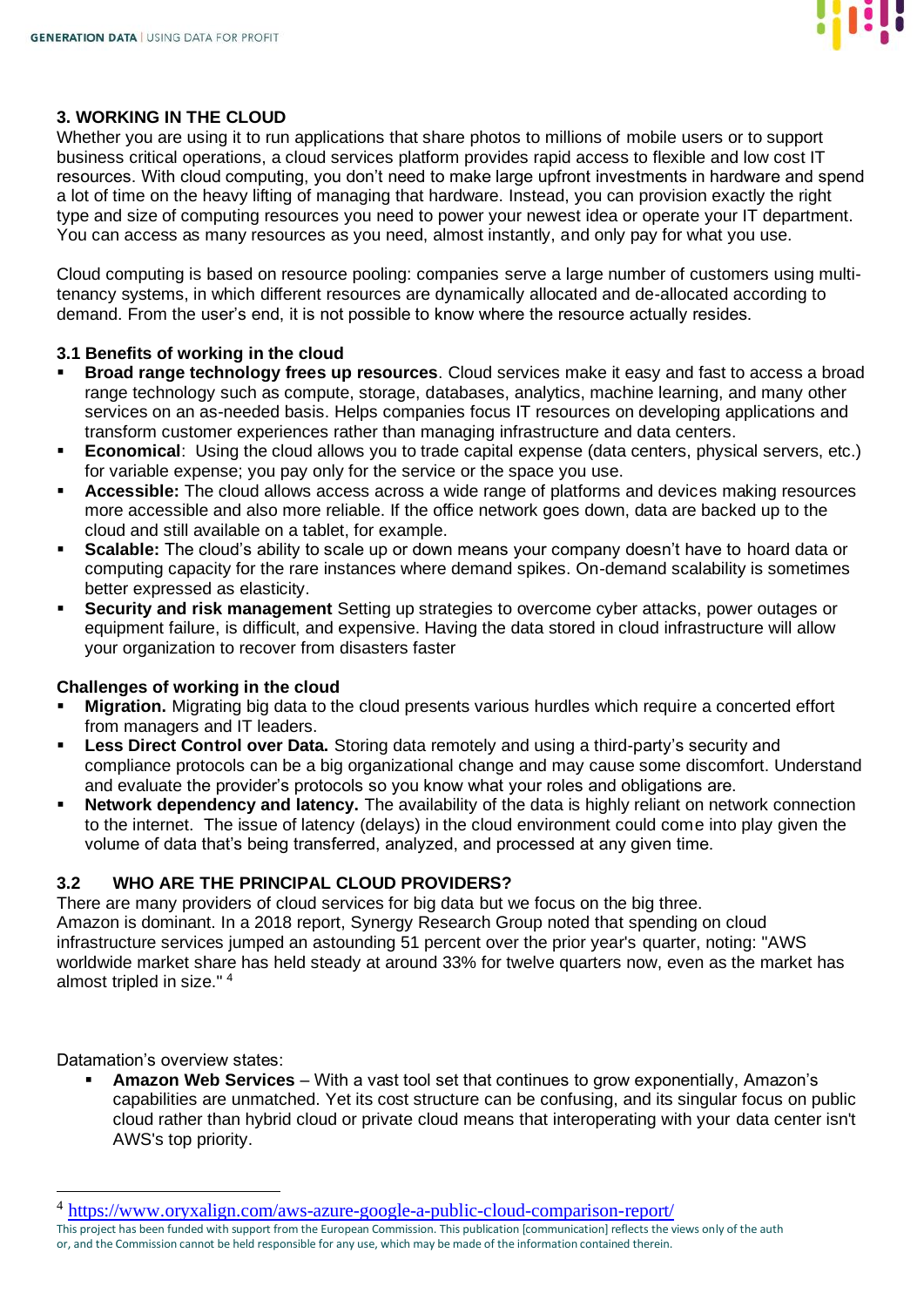## 3. WORKING IN THE CLOUD

Whether you are using it to run applications that share photos to millions of mobile users or to support business critical operations, a cloud services platform provides rapid access to flexible and low cost IT resources. With cloud computing, you don't need to make large upfront investments in hardware and spend a lot of time on the heavy lifting of managing that hardware. Instead, you can provision exactly the right type and size of computing resources you need to power your newest idea or operate your IT department. You can access as many resources as you need, almost instantly, and only pay for what you use.

Cloud computing is based on resource pooling: companies serve a large number of customers using multi-tenancy systems, in which different resources are dynamically allocated and de-allocated according to demand. From the user's end, it is not possible to know where the resource actually resides.

### 3.1 Benefits of working in the cloud

- **Broad range technology frees up resources**. Cloud services make it easy and fast to access a broad range technology such as compute, storage, databases, analytics, machine learning, and many other services on an as-needed basis. Helps companies focus IT resources on developing applications and transform customer experiences rather than managing infrastructure and data centers.
- **Economical**: Using the cloud allows you to trade capital expense (data centers, physical servers, etc.) for variable expense; you pay only for the service or the space you use.
- **Accessible:** The cloud allows access across a wide range of platforms and devices making resources more accessible and also more reliable. If the office network goes down, data are backed up to the cloud and still available on a tablet, for example.
- **Scalable:** The cloud's ability to scale up or down means your company doesn't have to hoard data or computing capacity for the rare instances where demand spikes. On-demand scalability is sometimes better expressed as elasticity.
- **Security and risk management** Setting up strategies to overcome cyber attacks, power outages or equipment failure, is difficult, and expensive. Having the data stored in cloud infrastructure will allow your organization to recover from disasters faster

### Challenges of working in the cloud

- **Migration.** Migrating big data to the cloud presents various hurdles which require a concerted effort from managers and IT leaders.
- **Less Direct Control over Data.** Storing data remotely and using a third-party's security and compliance protocols can be a big organizational change and may cause some discomfort. Understand and evaluate the provider's protocols so you know what your roles and obligations are.
- **Network dependency and latency.** The availability of the data is highly reliant on network connection to the internet. The issue of latency (delays) in the cloud environment could come into play given the volume of data that's being transferred, analyzed, and processed at any given time.

### 3.2 WHO ARE THE PRINCIPAL CLOUD PROVIDERS?

There are many providers of cloud services for big data but we focus on the big three.
Amazon is dominant. In a 2018 report, Synergy Research Group noted that spending on cloud infrastructure services jumped an astounding 51 percent over the prior year's quarter, noting: "AWS worldwide market share has held steady at around 33% for twelve quarters now, even as the market has almost tripled in size." [4]

Datamation's overview states:

- **Amazon Web Services** – With a vast tool set that continues to grow exponentially, Amazon's capabilities are unmatched. Yet its cost structure can be confusing, and its singular focus on public cloud rather than hybrid cloud or private cloud means that interoperating with your data center isn't AWS's top priority.

[4] https://www.oryxalign.com/aws-azure-google-a-public-cloud-comparison-report/

This project has been funded with support from the European Commission. This publication [communication] reflects the views only of the author, and the Commission cannot be held responsible for any use, which may be made of the information contained therein.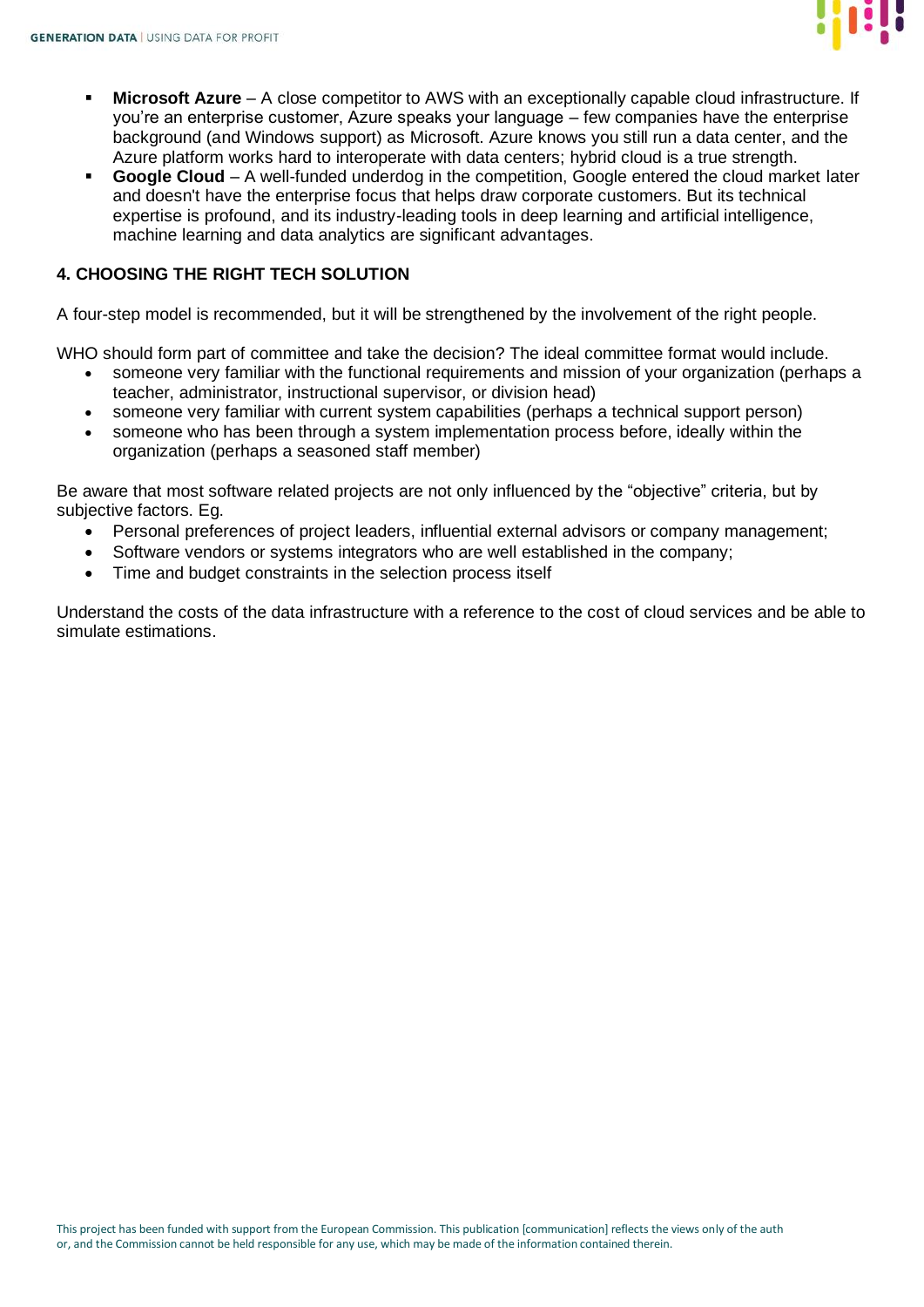- **Microsoft Azure** – A close competitor to AWS with an exceptionally capable cloud infrastructure. If you're an enterprise customer, Azure speaks your language – few companies have the enterprise background (and Windows support) as Microsoft. Azure knows you still run a data center, and the Azure platform works hard to interoperate with data centers; hybrid cloud is a true strength.
- **Google Cloud** – A well-funded underdog in the competition, Google entered the cloud market later and doesn't have the enterprise focus that helps draw corporate customers. But its technical expertise is profound, and its industry-leading tools in deep learning and artificial intelligence, machine learning and data analytics are significant advantages.

**4. CHOOSING THE RIGHT TECH SOLUTION**

A four-step model is recommended, but it will be strengthened by the involvement of the right people.

WHO should form part of committee and take the decision? The ideal committee format would include.

- someone very familiar with the functional requirements and mission of your organization (perhaps a teacher, administrator, instructional supervisor, or division head)
- someone very familiar with current system capabilities (perhaps a technical support person)
- someone who has been through a system implementation process before, ideally within the organization (perhaps a seasoned staff member)

Be aware that most software related projects are not only influenced by the "objective" criteria, but by subjective factors. Eg.

- Personal preferences of project leaders, influential external advisors or company management;
- Software vendors or systems integrators who are well established in the company;
- Time and budget constraints in the selection process itself

Understand the costs of the data infrastructure with a reference to the cost of cloud services and be able to simulate estimations.